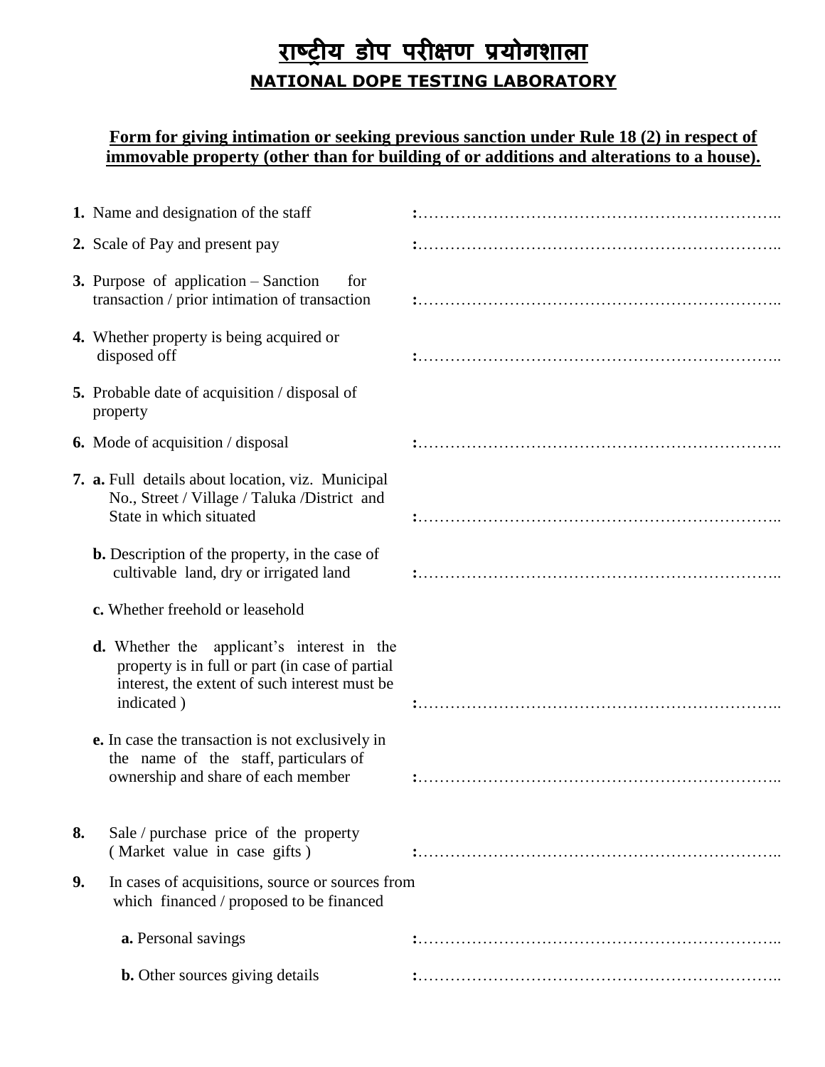# राष्ट्रीय डोप परीक्षण प्रयोगशाला

## NATIONAL DOPE TESTING LABORATORY

**Form for giving intimation or seeking previous sanction under Rule 18 (2) in respect of immovable property (other than for building of or additions and alterations to a house).**

**1.** Name and designation of the staff :…………………………………………………………..

**2.** Scale of Pay and present pay :…………………………………………………………..

**3.** Purpose of application – Sanction for transaction / prior intimation of transaction :…………………………………………………………..

**4.** Whether property is being acquired or disposed off :…………………………………………………………..

**5.** Probable date of acquisition / disposal of property

**6.** Mode of acquisition / disposal :…………………………………………………………..

**7. a.** Full details about location, viz. Municipal No., Street / Village / Taluka /District and State in which situated :…………………………………………………………..

**b.** Description of the property, in the case of cultivable land, dry or irrigated land :…………………………………………………………..

**c.** Whether freehold or leasehold

**d.** Whether the applicant's interest in the property is in full or part (in case of partial interest, the extent of such interest must be indicated ) :…………………………………………………………..

**e.** In case the transaction is not exclusively in the name of the staff, particulars of ownership and share of each member :…………………………………………………………..

**8.** Sale / purchase price of the property ( Market value in case gifts ) :…………………………………………………………..

**9.** In cases of acquisitions, source or sources from which financed / proposed to be financed

**a.** Personal savings :…………………………………………………………..

**b.** Other sources giving details :…………………………………………………………..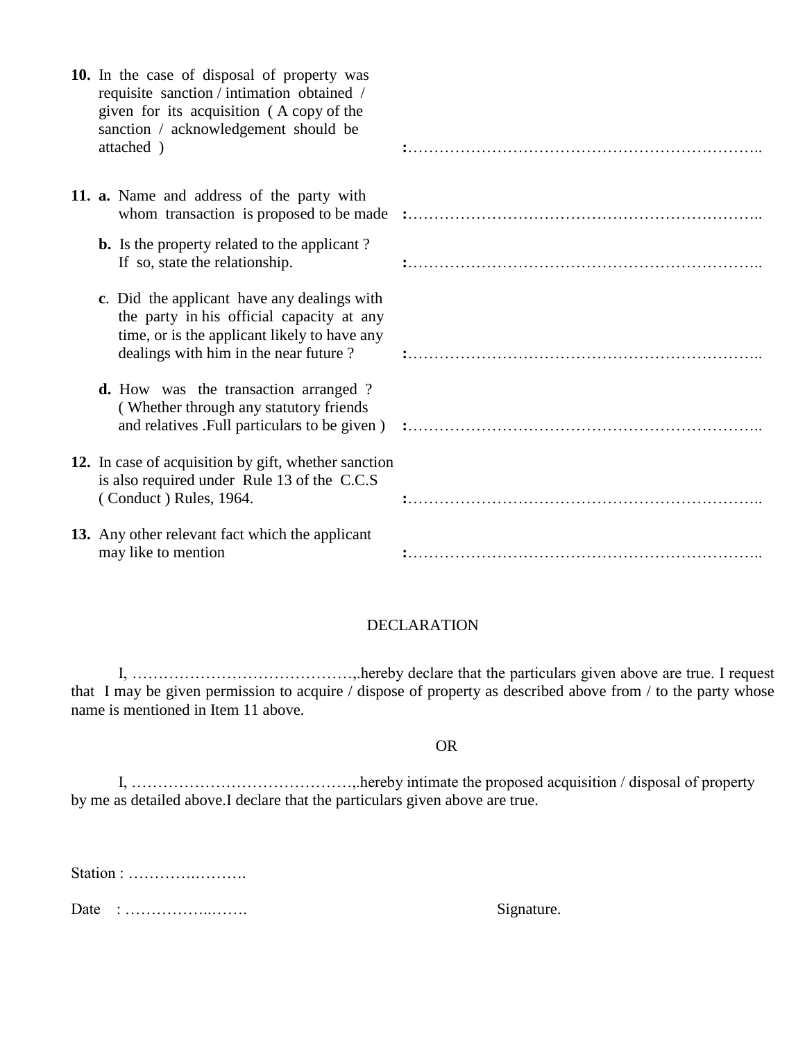**10.** In the case of disposal of property was requisite sanction / intimation obtained / given for its acquisition ( A copy of the sanction / acknowledgement should be attached ) :…………………………………………………………..

**11. a.** Name and address of the party with whom transaction is proposed to be made :…………………………………………………………..

**b.** Is the property related to the applicant ? If so, state the relationship. :…………………………………………………………..

**c**. Did the applicant have any dealings with the party in his official capacity at any time, or is the applicant likely to have any dealings with him in the near future ? :…………………………………………………………..

**d.** How was the transaction arranged ? ( Whether through any statutory friends and relatives .Full particulars to be given ) :…………………………………………………………..

**12.** In case of acquisition by gift, whether sanction is also required under Rule 13 of the C.C.S ( Conduct ) Rules, 1964. :…………………………………………………………..

**13.** Any other relevant fact which the applicant may like to mention :…………………………………………………………..

DECLARATION

I, ……………………………………,.hereby declare that the particulars given above are true. I request that I may be given permission to acquire / dispose of property as described above from / to the party whose name is mentioned in Item 11 above.

OR

I, ……………………………………,.hereby intimate the proposed acquisition / disposal of property by me as detailed above.I declare that the particulars given above are true.

Station : ………..……….

Date : ……………..…….

Signature.